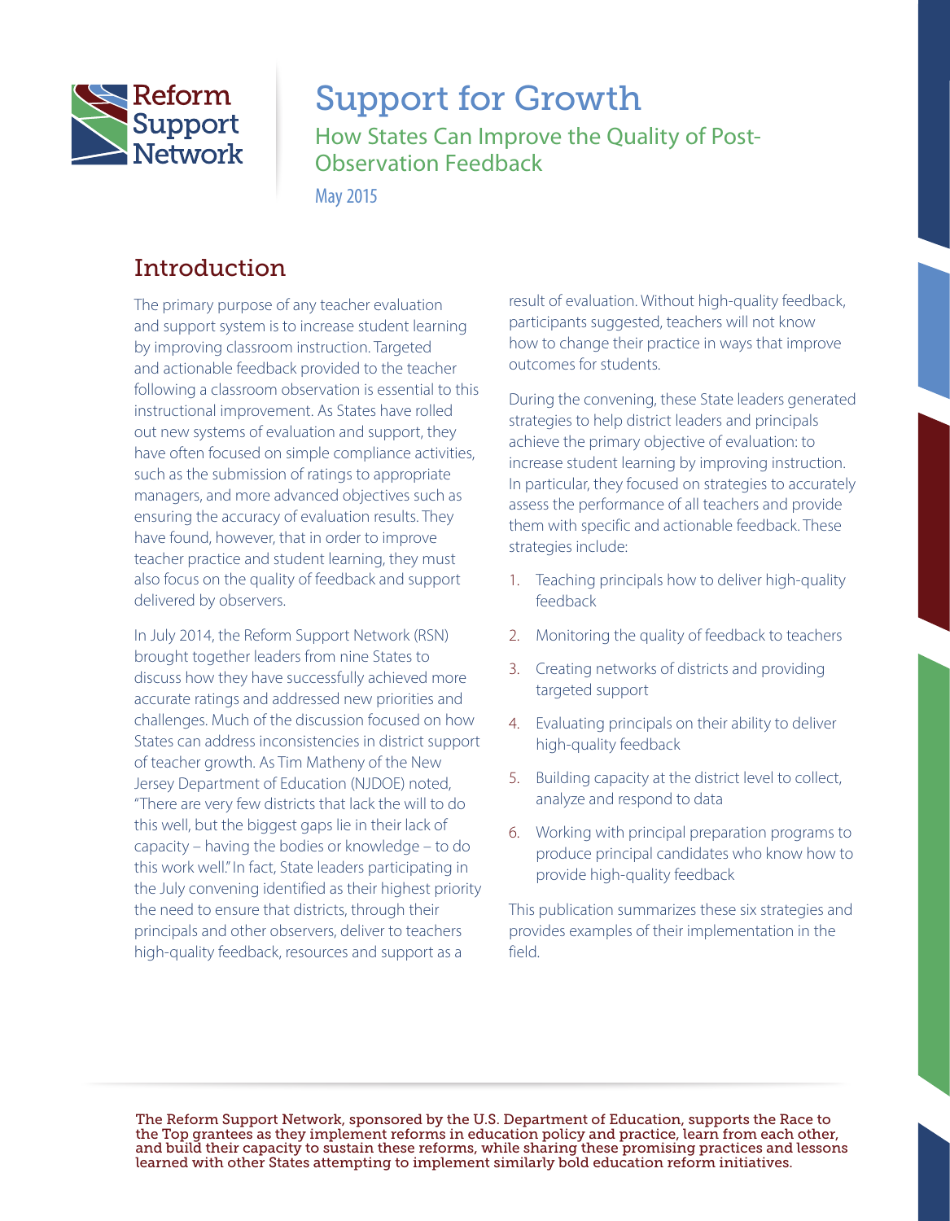Reform Support Network

# Support for Growth

## How States Can Improve the Quality of Post-Observation Feedback

May 2015

## Introduction

The primary purpose of any teacher evaluation and support system is to increase student learning by improving classroom instruction. Targeted and actionable feedback provided to the teacher following a classroom observation is essential to this instructional improvement. As States have rolled out new systems of evaluation and support, they have often focused on simple compliance activities, such as the submission of ratings to appropriate managers, and more advanced objectives such as ensuring the accuracy of evaluation results. They have found, however, that in order to improve teacher practice and student learning, they must also focus on the quality of feedback and support delivered by observers.

In July 2014, the Reform Support Network (RSN) brought together leaders from nine States to discuss how they have successfully achieved more accurate ratings and addressed new priorities and challenges. Much of the discussion focused on how States can address inconsistencies in district support of teacher growth. As Tim Matheny of the New Jersey Department of Education (NJDOE) noted, "There are very few districts that lack the will to do this well, but the biggest gaps lie in their lack of capacity – having the bodies or knowledge – to do this work well." In fact, State leaders participating in the July convening identified as their highest priority the need to ensure that districts, through their principals and other observers, deliver to teachers high-quality feedback, resources and support as a result of evaluation. Without high-quality feedback, participants suggested, teachers will not know how to change their practice in ways that improve outcomes for students.

During the convening, these State leaders generated strategies to help district leaders and principals achieve the primary objective of evaluation: to increase student learning by improving instruction. In particular, they focused on strategies to accurately assess the performance of all teachers and provide them with specific and actionable feedback. These strategies include:

1. Teaching principals how to deliver high-quality feedback
2. Monitoring the quality of feedback to teachers
3. Creating networks of districts and providing targeted support
4. Evaluating principals on their ability to deliver high-quality feedback
5. Building capacity at the district level to collect, analyze and respond to data
6. Working with principal preparation programs to produce principal candidates who know how to provide high-quality feedback

This publication summarizes these six strategies and provides examples of their implementation in the field.

The Reform Support Network, sponsored by the U.S. Department of Education, supports the Race to the Top grantees as they implement reforms in education policy and practice, learn from each other, and build their capacity to sustain these reforms, while sharing these promising practices and lessons learned with other States attempting to implement similarly bold education reform initiatives.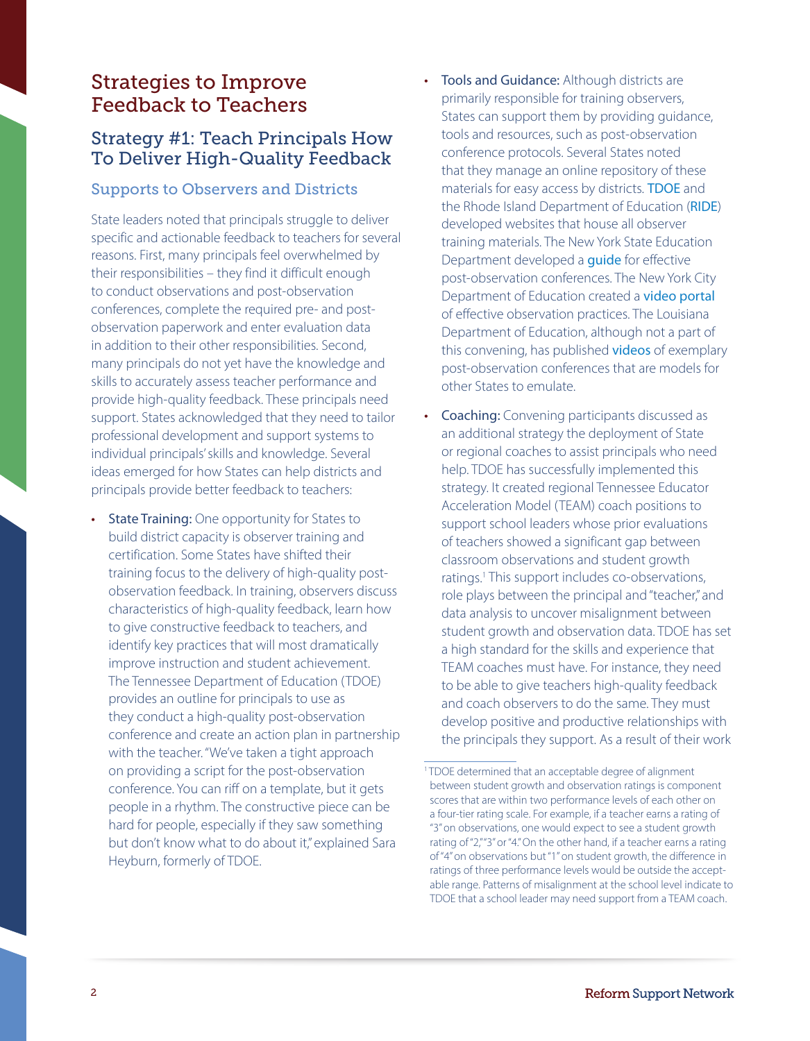# Strategies to Improve Feedback to Teachers

## Strategy #1: Teach Principals How To Deliver High-Quality Feedback

### Supports to Observers and Districts

State leaders noted that principals struggle to deliver specific and actionable feedback to teachers for several reasons. First, many principals feel overwhelmed by their responsibilities – they find it difficult enough to conduct observations and post-observation conferences, complete the required pre- and post-observation paperwork and enter evaluation data in addition to their other responsibilities. Second, many principals do not yet have the knowledge and skills to accurately assess teacher performance and provide high-quality feedback. These principals need support. States acknowledged that they need to tailor professional development and support systems to individual principals' skills and knowledge. Several ideas emerged for how States can help districts and principals provide better feedback to teachers:

- State Training: One opportunity for States to build district capacity is observer training and certification. Some States have shifted their training focus to the delivery of high-quality post-observation feedback. In training, observers discuss characteristics of high-quality feedback, learn how to give constructive feedback to teachers, and identify key practices that will most dramatically improve instruction and student achievement. The Tennessee Department of Education (TDOE) provides an outline for principals to use as they conduct a high-quality post-observation conference and create an action plan in partnership with the teacher. "We've taken a tight approach on providing a script for the post-observation conference. You can riff on a template, but it gets people in a rhythm. The constructive piece can be hard for people, especially if they saw something but don't know what to do about it," explained Sara Heyburn, formerly of TDOE.
- Tools and Guidance: Although districts are primarily responsible for training observers, States can support them by providing guidance, tools and resources, such as post-observation conference protocols. Several States noted that they manage an online repository of these materials for easy access by districts. TDOE and the Rhode Island Department of Education (RIDE) developed websites that house all observer training materials. The New York State Education Department developed a guide for effective post-observation conferences. The New York City Department of Education created a video portal of effective observation practices. The Louisiana Department of Education, although not a part of this convening, has published videos of exemplary post-observation conferences that are models for other States to emulate.
- Coaching: Convening participants discussed as an additional strategy the deployment of State or regional coaches to assist principals who need help. TDOE has successfully implemented this strategy. It created regional Tennessee Educator Acceleration Model (TEAM) coach positions to support school leaders whose prior evaluations of teachers showed a significant gap between classroom observations and student growth ratings.[1] This support includes co-observations, role plays between the principal and "teacher," and data analysis to uncover misalignment between student growth and observation data. TDOE has set a high standard for the skills and experience that TEAM coaches must have. For instance, they need to be able to give teachers high-quality feedback and coach observers to do the same. They must develop positive and productive relationships with the principals they support. As a result of their work

---

[1] TDOE determined that an acceptable degree of alignment between student growth and observation ratings is component scores that are within two performance levels of each other on a four-tier rating scale. For example, if a teacher earns a rating of "3" on observations, one would expect to see a student growth rating of "2," "3" or "4." On the other hand, if a teacher earns a rating of "4" on observations but "1" on student growth, the difference in ratings of three performance levels would be outside the acceptable range. Patterns of misalignment at the school level indicate to TDOE that a school leader may need support from a TEAM coach.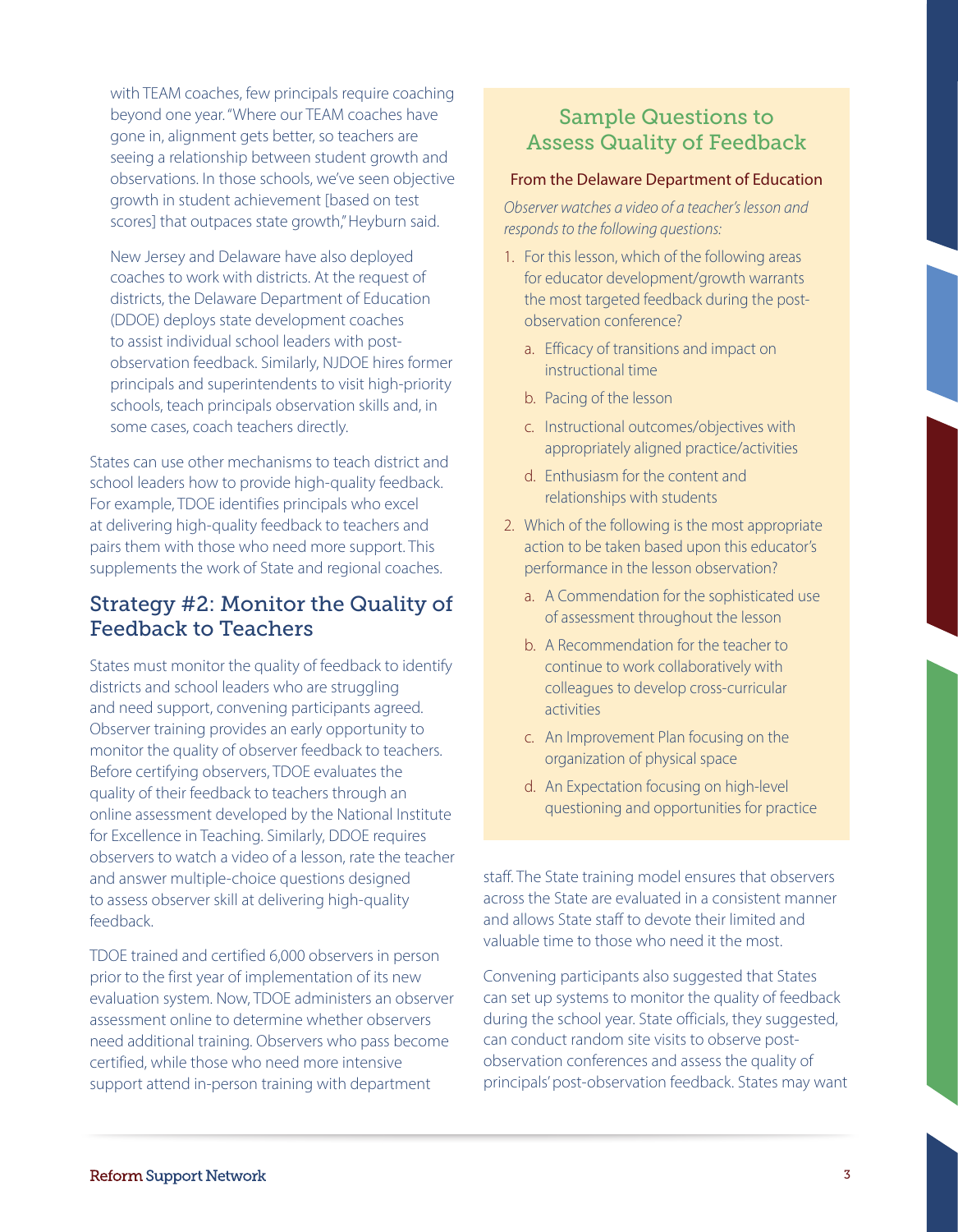with TEAM coaches, few principals require coaching beyond one year. "Where our TEAM coaches have gone in, alignment gets better, so teachers are seeing a relationship between student growth and observations. In those schools, we've seen objective growth in student achievement [based on test scores] that outpaces state growth," Heyburn said.

New Jersey and Delaware have also deployed coaches to work with districts. At the request of districts, the Delaware Department of Education (DDOE) deploys state development coaches to assist individual school leaders with post-observation feedback. Similarly, NJDOE hires former principals and superintendents to visit high-priority schools, teach principals observation skills and, in some cases, coach teachers directly.

States can use other mechanisms to teach district and school leaders how to provide high-quality feedback. For example, TDOE identifies principals who excel at delivering high-quality feedback to teachers and pairs them with those who need more support. This supplements the work of State and regional coaches.

## Strategy #2: Monitor the Quality of Feedback to Teachers

States must monitor the quality of feedback to identify districts and school leaders who are struggling and need support, convening participants agreed. Observer training provides an early opportunity to monitor the quality of observer feedback to teachers. Before certifying observers, TDOE evaluates the quality of their feedback to teachers through an online assessment developed by the National Institute for Excellence in Teaching. Similarly, DDOE requires observers to watch a video of a lesson, rate the teacher and answer multiple-choice questions designed to assess observer skill at delivering high-quality feedback.

TDOE trained and certified 6,000 observers in person prior to the first year of implementation of its new evaluation system. Now, TDOE administers an observer assessment online to determine whether observers need additional training. Observers who pass become certified, while those who need more intensive support attend in-person training with department staff. The State training model ensures that observers across the State are evaluated in a consistent manner and allows State staff to devote their limited and valuable time to those who need it the most.

Convening participants also suggested that States can set up systems to monitor the quality of feedback during the school year. State officials, they suggested, can conduct random site visits to observe post-observation conferences and assess the quality of principals' post-observation feedback. States may want

### Sample Questions to Assess Quality of Feedback

**From the Delaware Department of Education**

*Observer watches a video of a teacher's lesson and responds to the following questions:*

1. For this lesson, which of the following areas for educator development/growth warrants the most targeted feedback during the post-observation conference?
   a. Efficacy of transitions and impact on instructional time
   b. Pacing of the lesson
   c. Instructional outcomes/objectives with appropriately aligned practice/activities
   d. Enthusiasm for the content and relationships with students
2. Which of the following is the most appropriate action to be taken based upon this educator's performance in the lesson observation?
   a. A Commendation for the sophisticated use of assessment throughout the lesson
   b. A Recommendation for the teacher to continue to work collaboratively with colleagues to develop cross-curricular activities
   c. An Improvement Plan focusing on the organization of physical space
   d. An Expectation focusing on high-level questioning and opportunities for practice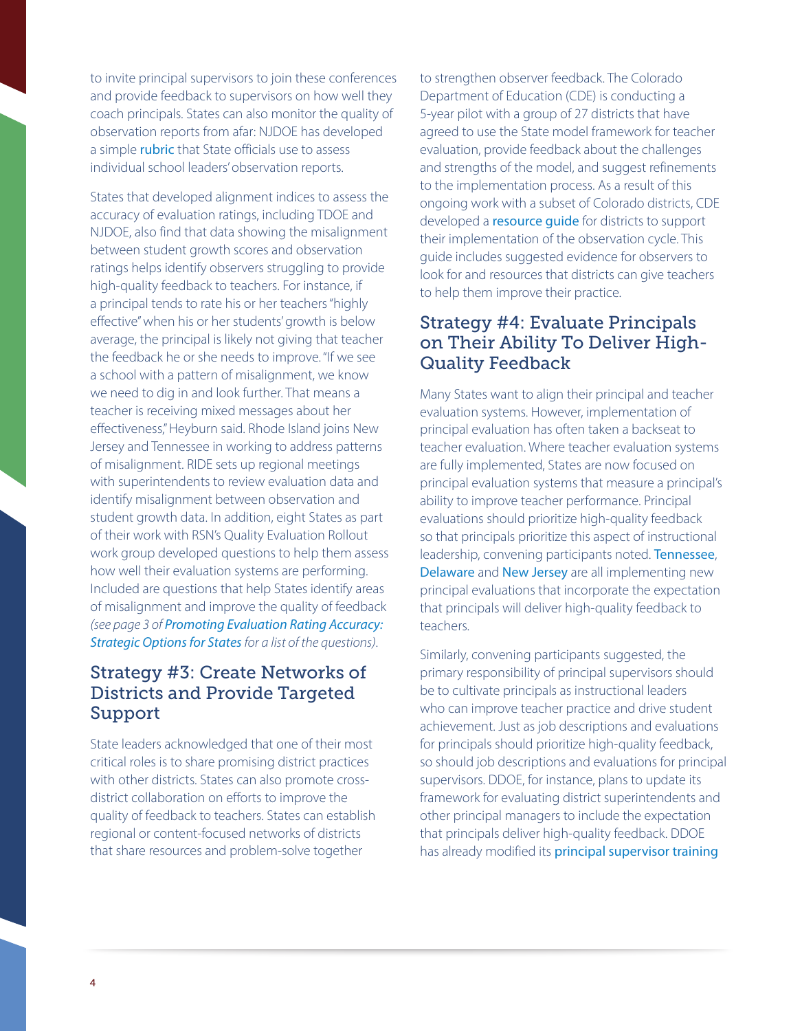to invite principal supervisors to join these conferences and provide feedback to supervisors on how well they coach principals. States can also monitor the quality of observation reports from afar: NJDOE has developed a simple rubric that State officials use to assess individual school leaders' observation reports.

States that developed alignment indices to assess the accuracy of evaluation ratings, including TDOE and NJDOE, also find that data showing the misalignment between student growth scores and observation ratings helps identify observers struggling to provide high-quality feedback to teachers. For instance, if a principal tends to rate his or her teachers "highly effective" when his or her students' growth is below average, the principal is likely not giving that teacher the feedback he or she needs to improve. "If we see a school with a pattern of misalignment, we know we need to dig in and look further. That means a teacher is receiving mixed messages about her effectiveness," Heyburn said. Rhode Island joins New Jersey and Tennessee in working to address patterns of misalignment. RIDE sets up regional meetings with superintendents to review evaluation data and identify misalignment between observation and student growth data. In addition, eight States as part of their work with RSN's Quality Evaluation Rollout work group developed questions to help them assess how well their evaluation systems are performing. Included are questions that help States identify areas of misalignment and improve the quality of feedback *(see page 3 of Promoting Evaluation Rating Accuracy: Strategic Options for States for a list of the questions).*

## Strategy #3: Create Networks of Districts and Provide Targeted Support

State leaders acknowledged that one of their most critical roles is to share promising district practices with other districts. States can also promote cross-district collaboration on efforts to improve the quality of feedback to teachers. States can establish regional or content-focused networks of districts that share resources and problem-solve together to strengthen observer feedback. The Colorado Department of Education (CDE) is conducting a 5-year pilot with a group of 27 districts that have agreed to use the State model framework for teacher evaluation, provide feedback about the challenges and strengths of the model, and suggest refinements to the implementation process. As a result of this ongoing work with a subset of Colorado districts, CDE developed a resource guide for districts to support their implementation of the observation cycle. This guide includes suggested evidence for observers to look for and resources that districts can give teachers to help them improve their practice.

## Strategy #4: Evaluate Principals on Their Ability To Deliver High-Quality Feedback

Many States want to align their principal and teacher evaluation systems. However, implementation of principal evaluation has often taken a backseat to teacher evaluation. Where teacher evaluation systems are fully implemented, States are now focused on principal evaluation systems that measure a principal's ability to improve teacher performance. Principal evaluations should prioritize high-quality feedback so that principals prioritize this aspect of instructional leadership, convening participants noted. Tennessee, Delaware and New Jersey are all implementing new principal evaluations that incorporate the expectation that principals will deliver high-quality feedback to teachers.

Similarly, convening participants suggested, the primary responsibility of principal supervisors should be to cultivate principals as instructional leaders who can improve teacher practice and drive student achievement. Just as job descriptions and evaluations for principals should prioritize high-quality feedback, so should job descriptions and evaluations for principal supervisors. DDOE, for instance, plans to update its framework for evaluating district superintendents and other principal managers to include the expectation that principals deliver high-quality feedback. DDOE has already modified its principal supervisor training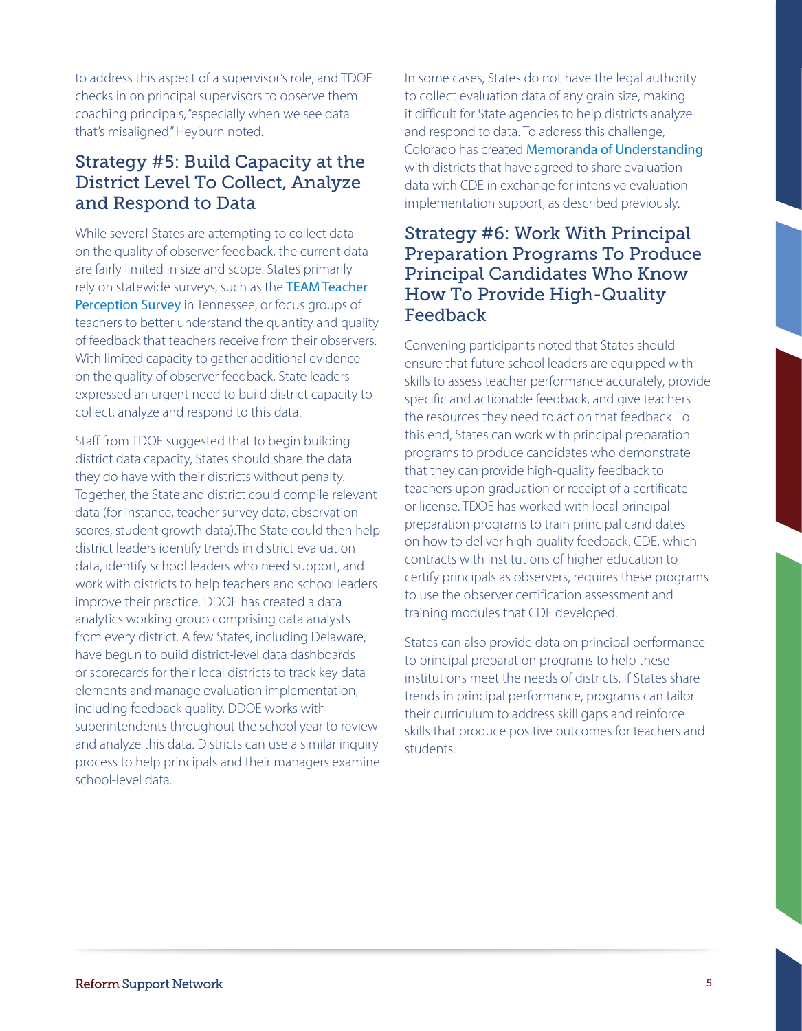to address this aspect of a supervisor's role, and TDOE checks in on principal supervisors to observe them coaching principals, "especially when we see data that's misaligned," Heyburn noted.

## Strategy #5: Build Capacity at the District Level To Collect, Analyze and Respond to Data

While several States are attempting to collect data on the quality of observer feedback, the current data are fairly limited in size and scope. States primarily rely on statewide surveys, such as the TEAM Teacher Perception Survey in Tennessee, or focus groups of teachers to better understand the quantity and quality of feedback that teachers receive from their observers. With limited capacity to gather additional evidence on the quality of observer feedback, State leaders expressed an urgent need to build district capacity to collect, analyze and respond to this data.

Staff from TDOE suggested that to begin building district data capacity, States should share the data they do have with their districts without penalty. Together, the State and district could compile relevant data (for instance, teacher survey data, observation scores, student growth data).The State could then help district leaders identify trends in district evaluation data, identify school leaders who need support, and work with districts to help teachers and school leaders improve their practice. DDOE has created a data analytics working group comprising data analysts from every district. A few States, including Delaware, have begun to build district-level data dashboards or scorecards for their local districts to track key data elements and manage evaluation implementation, including feedback quality. DDOE works with superintendents throughout the school year to review and analyze this data. Districts can use a similar inquiry process to help principals and their managers examine school-level data.

In some cases, States do not have the legal authority to collect evaluation data of any grain size, making it difficult for State agencies to help districts analyze and respond to data. To address this challenge, Colorado has created Memoranda of Understanding with districts that have agreed to share evaluation data with CDE in exchange for intensive evaluation implementation support, as described previously.

## Strategy #6: Work With Principal Preparation Programs To Produce Principal Candidates Who Know How To Provide High-Quality Feedback

Convening participants noted that States should ensure that future school leaders are equipped with skills to assess teacher performance accurately, provide specific and actionable feedback, and give teachers the resources they need to act on that feedback. To this end, States can work with principal preparation programs to produce candidates who demonstrate that they can provide high-quality feedback to teachers upon graduation or receipt of a certificate or license. TDOE has worked with local principal preparation programs to train principal candidates on how to deliver high-quality feedback. CDE, which contracts with institutions of higher education to certify principals as observers, requires these programs to use the observer certification assessment and training modules that CDE developed.

States can also provide data on principal performance to principal preparation programs to help these institutions meet the needs of districts. If States share trends in principal performance, programs can tailor their curriculum to address skill gaps and reinforce skills that produce positive outcomes for teachers and students.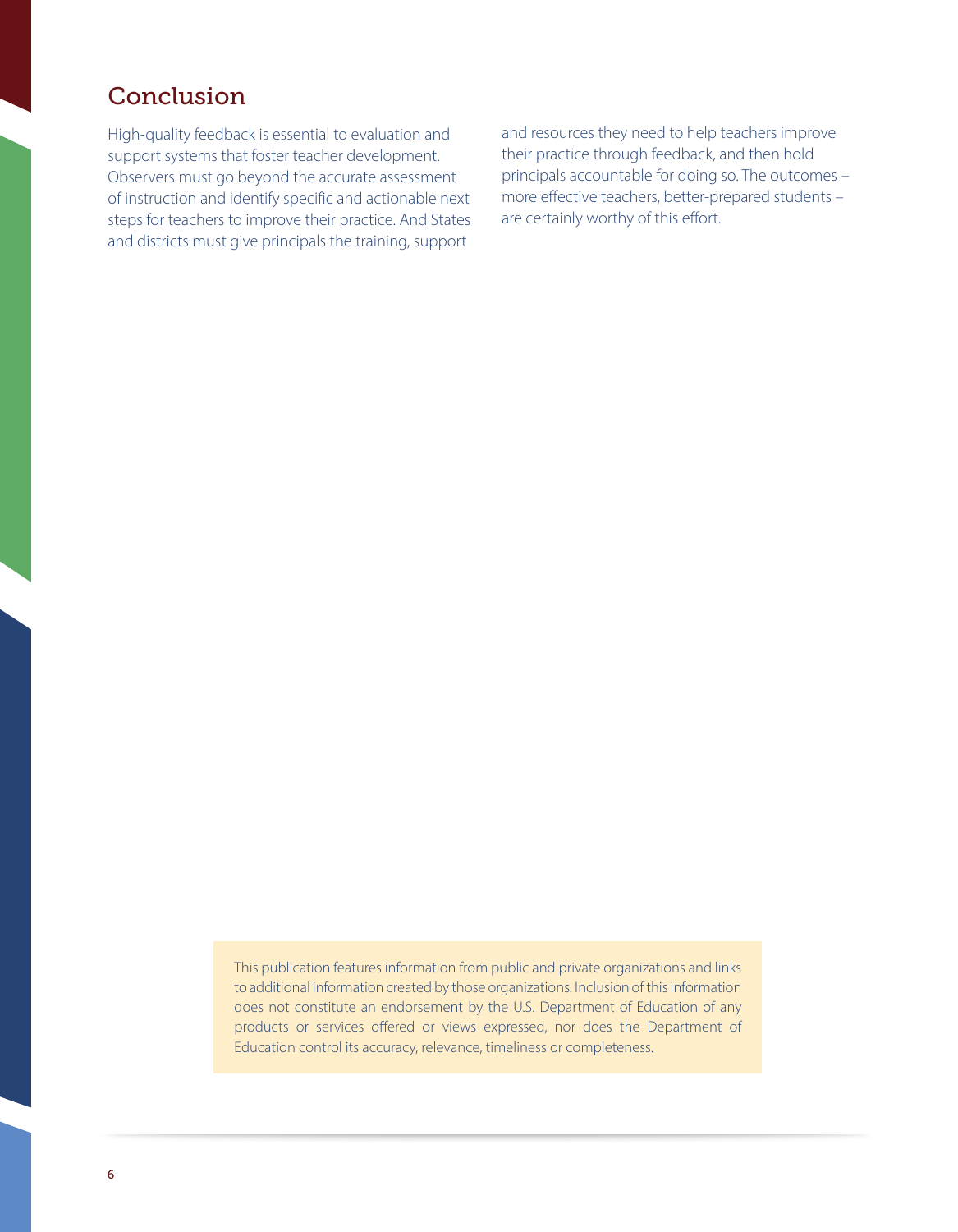## Conclusion

High-quality feedback is essential to evaluation and support systems that foster teacher development. Observers must go beyond the accurate assessment of instruction and identify specific and actionable next steps for teachers to improve their practice. And States and districts must give principals the training, support and resources they need to help teachers improve their practice through feedback, and then hold principals accountable for doing so. The outcomes – more effective teachers, better-prepared students – are certainly worthy of this effort.

This publication features information from public and private organizations and links to additional information created by those organizations. Inclusion of this information does not constitute an endorsement by the U.S. Department of Education of any products or services offered or views expressed, nor does the Department of Education control its accuracy, relevance, timeliness or completeness.